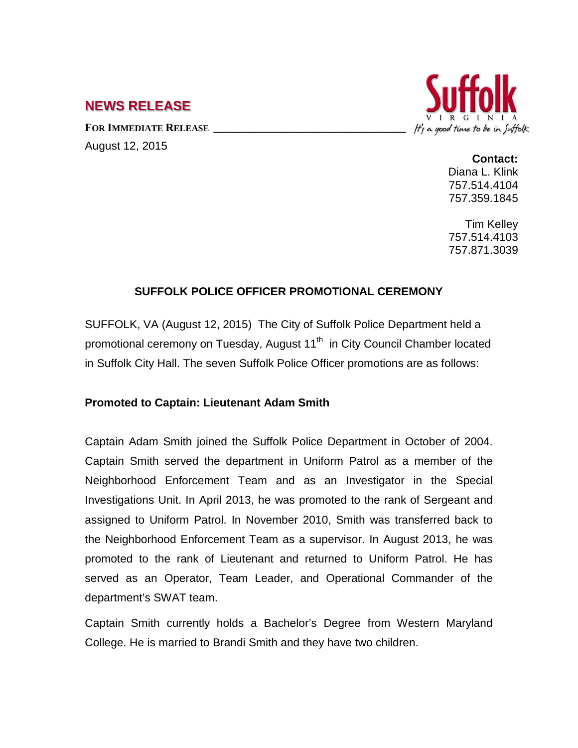## NEWS RELEASE

**FOR IMMEDIATE RELEASE**

August 12, 2015

**Contact:**
Diana L. Klink
757.514.4104
757.359.1845

Tim Kelley
757.514.4103
757.871.3039

### SUFFOLK POLICE OFFICER PROMOTIONAL CEREMONY

SUFFOLK, VA (August 12, 2015) The City of Suffolk Police Department held a promotional ceremony on Tuesday, August 11th in City Council Chamber located in Suffolk City Hall. The seven Suffolk Police Officer promotions are as follows:

**Promoted to Captain: Lieutenant Adam Smith**

Captain Adam Smith joined the Suffolk Police Department in October of 2004. Captain Smith served the department in Uniform Patrol as a member of the Neighborhood Enforcement Team and as an Investigator in the Special Investigations Unit. In April 2013, he was promoted to the rank of Sergeant and assigned to Uniform Patrol. In November 2010, Smith was transferred back to the Neighborhood Enforcement Team as a supervisor. In August 2013, he was promoted to the rank of Lieutenant and returned to Uniform Patrol. He has served as an Operator, Team Leader, and Operational Commander of the department's SWAT team.

Captain Smith currently holds a Bachelor's Degree from Western Maryland College. He is married to Brandi Smith and they have two children.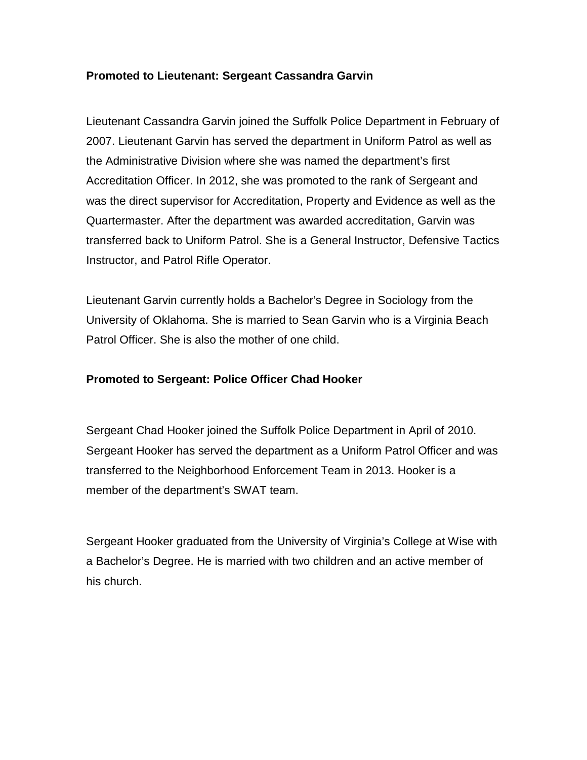**Promoted to Lieutenant: Sergeant Cassandra Garvin**

Lieutenant Cassandra Garvin joined the Suffolk Police Department in February of 2007. Lieutenant Garvin has served the department in Uniform Patrol as well as the Administrative Division where she was named the department's first Accreditation Officer. In 2012, she was promoted to the rank of Sergeant and was the direct supervisor for Accreditation, Property and Evidence as well as the Quartermaster. After the department was awarded accreditation, Garvin was transferred back to Uniform Patrol. She is a General Instructor, Defensive Tactics Instructor, and Patrol Rifle Operator.

Lieutenant Garvin currently holds a Bachelor's Degree in Sociology from the University of Oklahoma. She is married to Sean Garvin who is a Virginia Beach Patrol Officer. She is also the mother of one child.

**Promoted to Sergeant: Police Officer Chad Hooker**

Sergeant Chad Hooker joined the Suffolk Police Department in April of 2010. Sergeant Hooker has served the department as a Uniform Patrol Officer and was transferred to the Neighborhood Enforcement Team in 2013. Hooker is a member of the department's SWAT team.

Sergeant Hooker graduated from the University of Virginia's College at Wise with a Bachelor's Degree. He is married with two children and an active member of his church.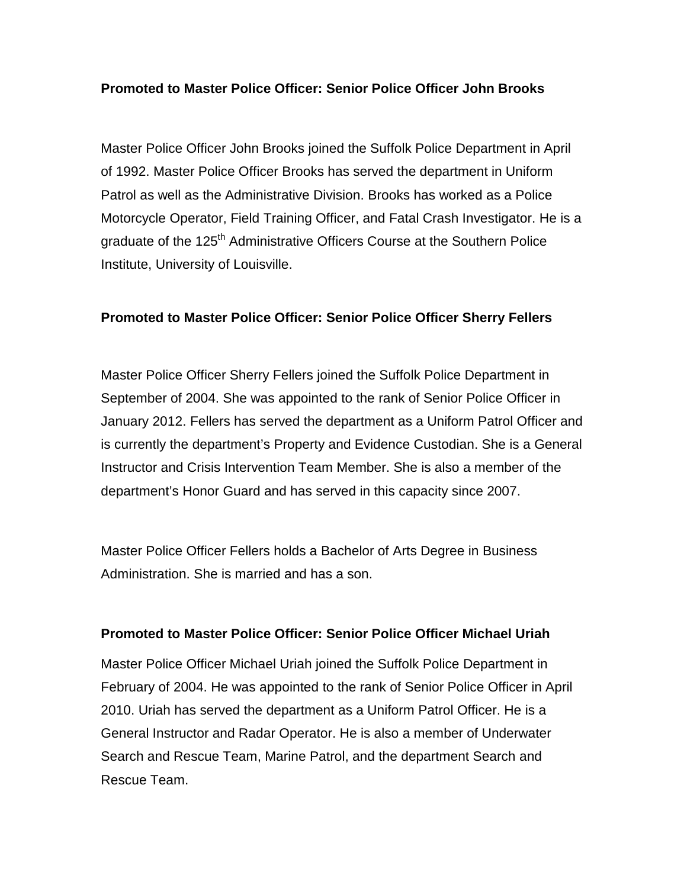**Promoted to Master Police Officer: Senior Police Officer John Brooks**

Master Police Officer John Brooks joined the Suffolk Police Department in April of 1992. Master Police Officer Brooks has served the department in Uniform Patrol as well as the Administrative Division. Brooks has worked as a Police Motorcycle Operator, Field Training Officer, and Fatal Crash Investigator. He is a graduate of the 125th Administrative Officers Course at the Southern Police Institute, University of Louisville.

**Promoted to Master Police Officer: Senior Police Officer Sherry Fellers**

Master Police Officer Sherry Fellers joined the Suffolk Police Department in September of 2004. She was appointed to the rank of Senior Police Officer in January 2012. Fellers has served the department as a Uniform Patrol Officer and is currently the department's Property and Evidence Custodian. She is a General Instructor and Crisis Intervention Team Member. She is also a member of the department's Honor Guard and has served in this capacity since 2007.

Master Police Officer Fellers holds a Bachelor of Arts Degree in Business Administration. She is married and has a son.

**Promoted to Master Police Officer: Senior Police Officer Michael Uriah**

Master Police Officer Michael Uriah joined the Suffolk Police Department in February of 2004. He was appointed to the rank of Senior Police Officer in April 2010. Uriah has served the department as a Uniform Patrol Officer. He is a General Instructor and Radar Operator. He is also a member of Underwater Search and Rescue Team, Marine Patrol, and the department Search and Rescue Team.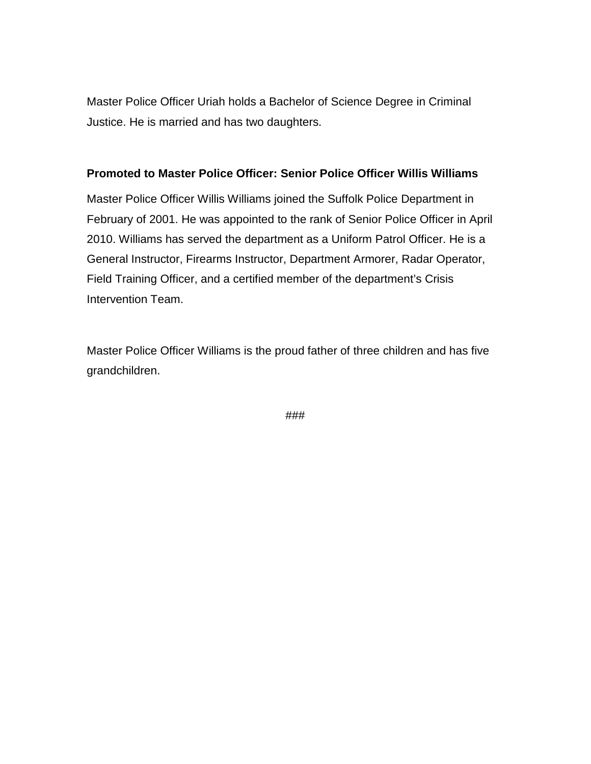Master Police Officer Uriah holds a Bachelor of Science Degree in Criminal Justice. He is married and has two daughters.

**Promoted to Master Police Officer: Senior Police Officer Willis Williams**

Master Police Officer Willis Williams joined the Suffolk Police Department in February of 2001. He was appointed to the rank of Senior Police Officer in April 2010. Williams has served the department as a Uniform Patrol Officer. He is a General Instructor, Firearms Instructor, Department Armorer, Radar Operator, Field Training Officer, and a certified member of the department's Crisis Intervention Team.

Master Police Officer Williams is the proud father of three children and has five grandchildren.

###